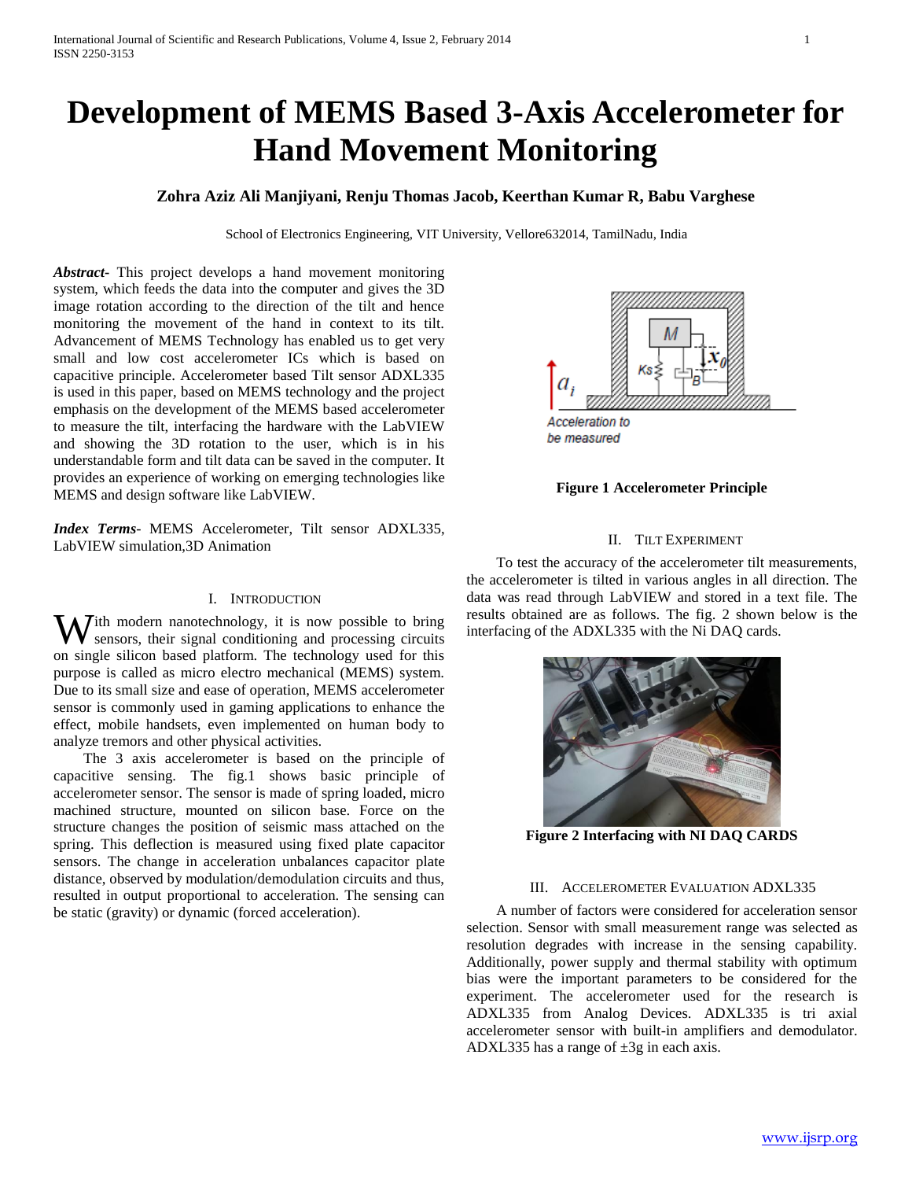# Development of MEMS Based 3-Axis Accelerometer for Hand Movement Monitoring

**Zohra Aziz Ali Manjiyani, Renju Thomas Jacob, Keerthan Kumar R, Babu Varghese**

School of Electronics Engineering, VIT University, Vellore632014, TamilNadu, India

***Abstract***- This project develops a hand movement monitoring system, which feeds the data into the computer and gives the 3D image rotation according to the direction of the tilt and hence monitoring the movement of the hand in context to its tilt. Advancement of MEMS Technology has enabled us to get very small and low cost accelerometer ICs which is based on capacitive principle. Accelerometer based Tilt sensor ADXL335 is used in this paper, based on MEMS technology and the project emphasis on the development of the MEMS based accelerometer to measure the tilt, interfacing the hardware with the LabVIEW and showing the 3D rotation to the user, which is in his understandable form and tilt data can be saved in the computer. It provides an experience of working on emerging technologies like MEMS and design software like LabVIEW.

***Index Terms***- MEMS Accelerometer, Tilt sensor ADXL335, LabVIEW simulation,3D Animation

## I. Introduction

With modern nanotechnology, it is now possible to bring sensors, their signal conditioning and processing circuits on single silicon based platform. The technology used for this purpose is called as micro electro mechanical (MEMS) system. Due to its small size and ease of operation, MEMS accelerometer sensor is commonly used in gaming applications to enhance the effect, mobile handsets, even implemented on human body to analyze tremors and other physical activities.

The 3 axis accelerometer is based on the principle of capacitive sensing. The fig.1 shows basic principle of accelerometer sensor. The sensor is made of spring loaded, micro machined structure, mounted on silicon base. Force on the structure changes the position of seismic mass attached on the spring. This deflection is measured using fixed plate capacitor sensors. The change in acceleration unbalances capacitor plate distance, observed by modulation/demodulation circuits and thus, resulted in output proportional to acceleration. The sensing can be static (gravity) or dynamic (forced acceleration).

**Figure 1 Accelerometer Principle**

## II. Tilt Experiment

To test the accuracy of the accelerometer tilt measurements, the accelerometer is tilted in various angles in all direction. The data was read through LabVIEW and stored in a text file. The results obtained are as follows. The fig. 2 shown below is the interfacing of the ADXL335 with the Ni DAQ cards.

**Figure 2 Interfacing with NI DAQ CARDS**

## III. Accelerometer Evaluation ADXL335

A number of factors were considered for acceleration sensor selection. Sensor with small measurement range was selected as resolution degrades with increase in the sensing capability. Additionally, power supply and thermal stability with optimum bias were the important parameters to be considered for the experiment. The accelerometer used for the research is ADXL335 from Analog Devices. ADXL335 is tri axial accelerometer sensor with built-in amplifiers and demodulator. ADXL335 has a range of ±3g in each axis.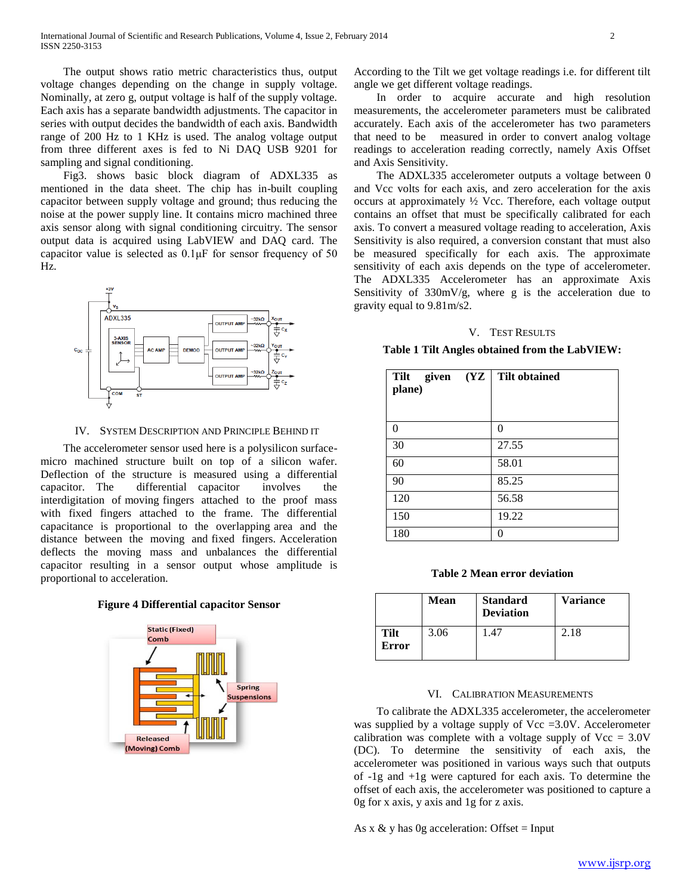The output shows ratio metric characteristics thus, output voltage changes depending on the change in supply voltage. Nominally, at zero g, output voltage is half of the supply voltage. Each axis has a separate bandwidth adjustments. The capacitor in series with output decides the bandwidth of each axis. Bandwidth range of 200 Hz to 1 KHz is used. The analog voltage output from three different axes is fed to Ni DAQ USB 9201 for sampling and signal conditioning.

Fig3. shows basic block diagram of ADXL335 as mentioned in the data sheet. The chip has in-built coupling capacitor between supply voltage and ground; thus reducing the noise at the power supply line. It contains micro machined three axis sensor along with signal conditioning circuitry. The sensor output data is acquired using LabVIEW and DAQ card. The capacitor value is selected as 0.1µF for sensor frequency of 50 Hz.

## IV. System Description and Principle Behind It

The accelerometer sensor used here is a polysilicon surface-micro machined structure built on top of a silicon wafer. Deflection of the structure is measured using a differential capacitor. The differential capacitor involves the interdigitation of moving fingers attached to the proof mass with fixed fingers attached to the frame. The differential capacitance is proportional to the overlapping area and the distance between the moving and fixed fingers. Acceleration deflects the moving mass and unbalances the differential capacitor resulting in a sensor output whose amplitude is proportional to acceleration.

**Figure 4 Differential capacitor Sensor**

According to the Tilt we get voltage readings i.e. for different tilt angle we get different voltage readings.

In order to acquire accurate and high resolution measurements, the accelerometer parameters must be calibrated accurately. Each axis of the accelerometer has two parameters that need to be measured in order to convert analog voltage readings to acceleration reading correctly, namely Axis Offset and Axis Sensitivity.

The ADXL335 accelerometer outputs a voltage between 0 and Vcc volts for each axis, and zero acceleration for the axis occurs at approximately ½ Vcc. Therefore, each voltage output contains an offset that must be specifically calibrated for each axis. To convert a measured voltage reading to acceleration, Axis Sensitivity is also required, a conversion constant that must also be measured specifically for each axis. The approximate sensitivity of each axis depends on the type of accelerometer. The ADXL335 Accelerometer has an approximate Axis Sensitivity of 330mV/g, where g is the acceleration due to gravity equal to 9.81m/s2.

## V. Test Results

**Table 1 Tilt Angles obtained from the LabVIEW:**

| Tilt given (YZ plane) | Tilt obtained |
|---|---|
| 0 | 0 |
| 30 | 27.55 |
| 60 | 58.01 |
| 90 | 85.25 |
| 120 | 56.58 |
| 150 | 19.22 |
| 180 | 0 |

**Table 2 Mean error deviation**

| | Mean | Standard Deviation | Variance |
|---|---|---|---|
| Tilt Error | 3.06 | 1.47 | 2.18 |

## VI. Calibration Measurements

To calibrate the ADXL335 accelerometer, the accelerometer was supplied by a voltage supply of Vcc =3.0V. Accelerometer calibration was complete with a voltage supply of Vcc = 3.0V (DC). To determine the sensitivity of each axis, the accelerometer was positioned in various ways such that outputs of -1g and +1g were captured for each axis. To determine the offset of each axis, the accelerometer was positioned to capture a 0g for x axis, y axis and 1g for z axis.

As x & y has 0g acceleration: Offset = Input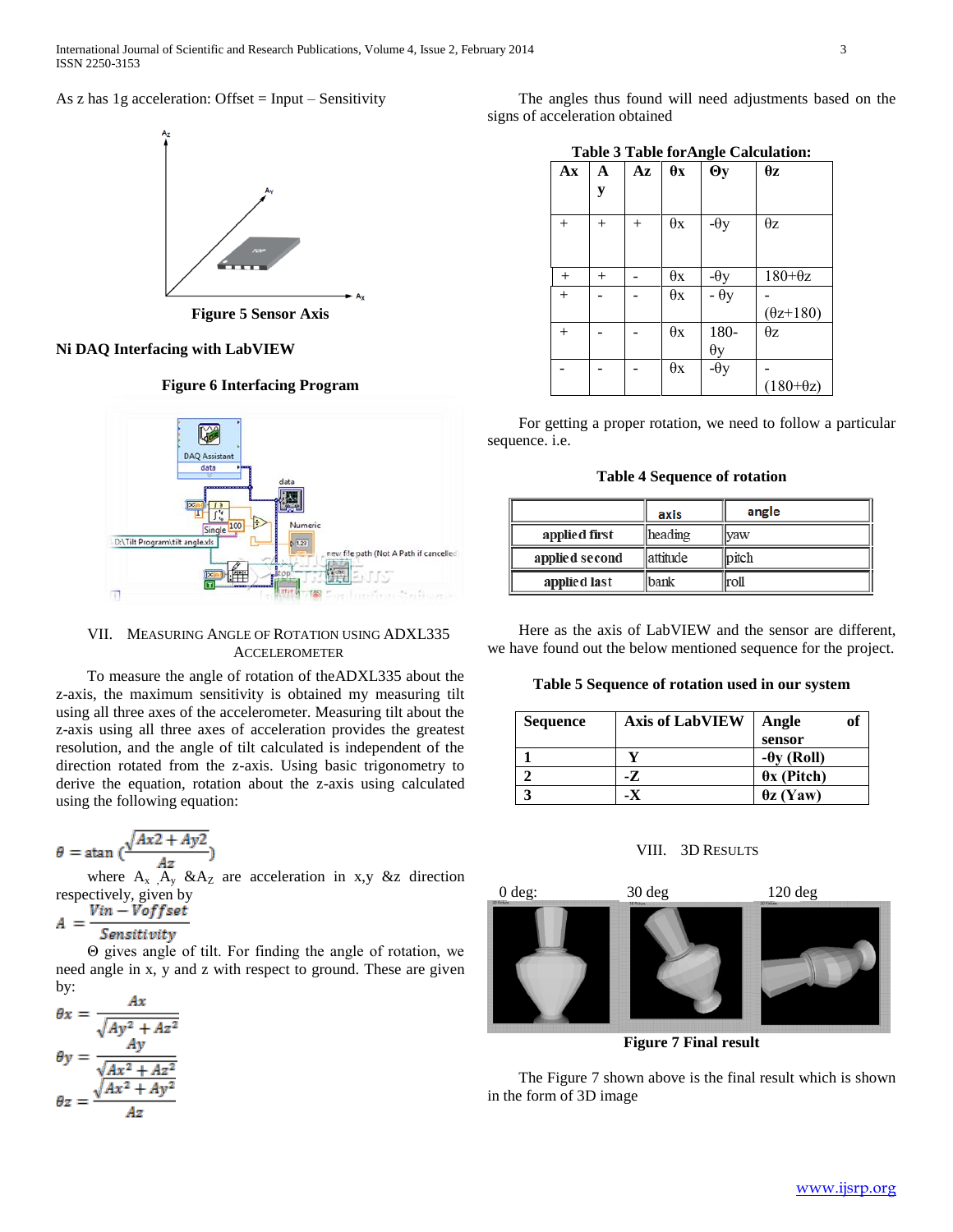As z has 1g acceleration: Offset = Input – Sensitivity

Figure 5 Sensor Axis

**Ni DAQ Interfacing with LabVIEW**

**Figure 6 Interfacing Program**

## VII. Measuring Angle of Rotation using ADXL335 Accelerometer

To measure the angle of rotation of theADXL335 about the z-axis, the maximum sensitivity is obtained my measuring tilt using all three axes of the accelerometer. Measuring tilt about the z-axis using all three axes of acceleration provides the greatest resolution, and the angle of tilt calculated is independent of the direction rotated from the z-axis. Using basic trigonometry to derive the equation, rotation about the z-axis using calculated using the following equation:

$$\theta = \text{atan}\left(\frac{\sqrt{Ax2 + Ay2}}{Az}\right)$$

where $A_x$ ,$A_y$ &$A_Z$ are acceleration in x,y &z direction respectively, given by

$$A = \frac{Vin - Voffset}{Sensitivity}$$

Θ gives angle of tilt. For finding the angle of rotation, we need angle in x, y and z with respect to ground. These are given by:

$$\theta x = \frac{Ax}{\sqrt{Ay^2 + Az^2}}$$

$$\theta y = \frac{Ay}{\sqrt{Ax^2 + Az^2}}$$

$$\theta z = \frac{\sqrt{Ax^2 + Ay^2}}{Az}$$

The angles thus found will need adjustments based on the signs of acceleration obtained

**Table 3 Table forAngle Calculation:**

| Ax | Ay | Az | θx | Θy | θz |
|---|---|---|---|---|---|
| + | + | + | θx | -θy | θz |
| + | + | - | θx | -θy | 180+θz |
| + | - | - | θx | - θy | -(θz+180) |
| + | - | - | θx | 180-θy | θz |
| - | - | - | θx | -θy | -(180+θz) |

For getting a proper rotation, we need to follow a particular sequence. i.e.

**Table 4 Sequence of rotation**

| | axis | angle |
|---|---|---|
| applied first | heading | yaw |
| applied second | attitude | pitch |
| applied last | bank | roll |

Here as the axis of LabVIEW and the sensor are different, we have found out the below mentioned sequence for the project.

**Table 5 Sequence of rotation used in our system**

| Sequence | Axis of LabVIEW | Angle of sensor |
|---|---|---|
| **1** | **Y** | **-θy (Roll)** |
| **2** | **-Z** | **θx (Pitch)** |
| **3** | **-X** | **θz (Yaw)** |

## VIII. 3D Results

0 deg: 30 deg 120 deg

**Figure 7 Final result**

The Figure 7 shown above is the final result which is shown in the form of 3D image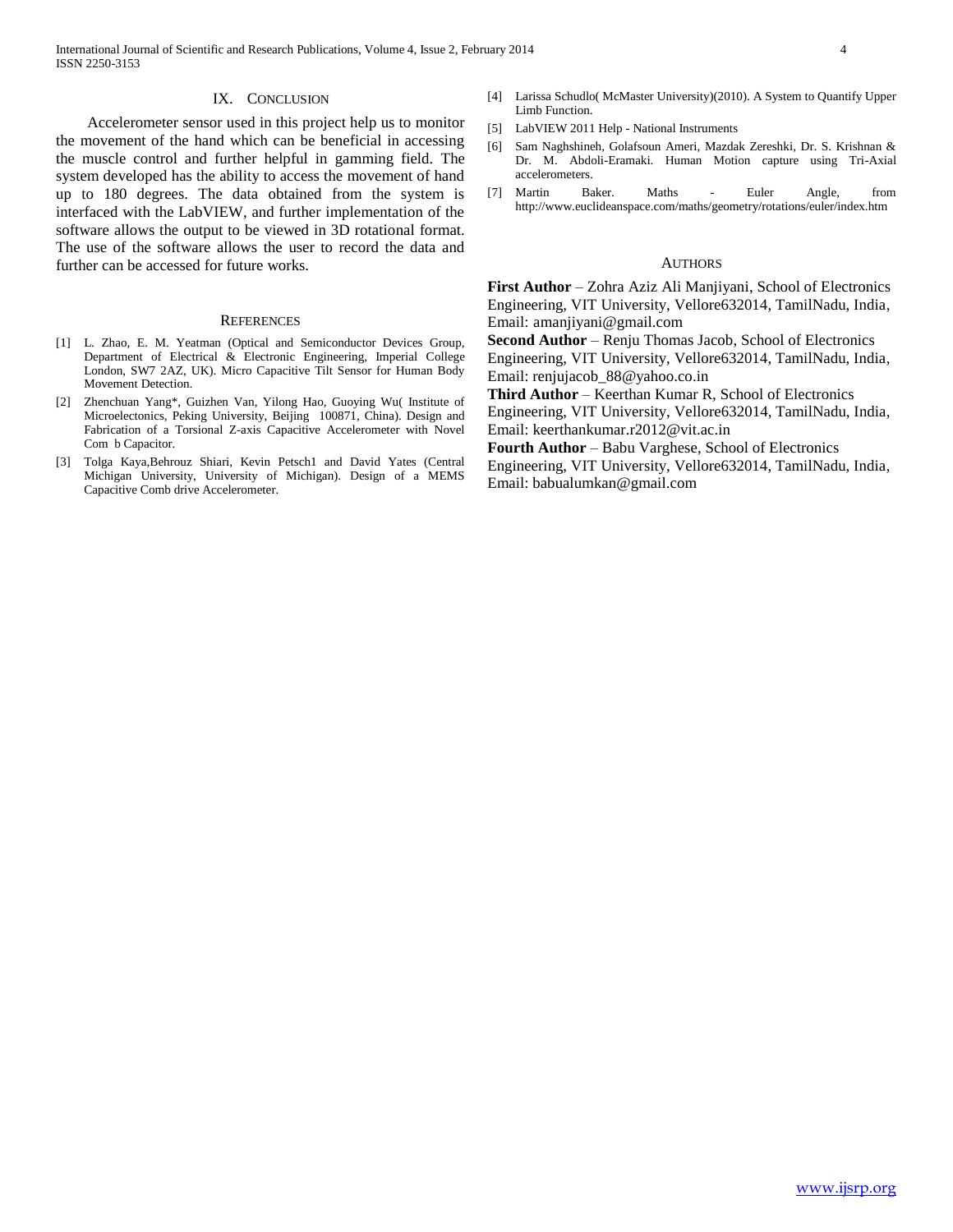## IX. Conclusion

Accelerometer sensor used in this project help us to monitor the movement of the hand which can be beneficial in accessing the muscle control and further helpful in gamming field. The system developed has the ability to access the movement of hand up to 180 degrees. The data obtained from the system is interfaced with the LabVIEW, and further implementation of the software allows the output to be viewed in 3D rotational format. The use of the software allows the user to record the data and further can be accessed for future works.

## References

[1] L. Zhao, E. M. Yeatman (Optical and Semiconductor Devices Group, Department of Electrical & Electronic Engineering, Imperial College London, SW7 2AZ, UK). Micro Capacitive Tilt Sensor for Human Body Movement Detection.

[2] Zhenchuan Yang*, Guizhen Van, Yilong Hao, Guoying Wu( Institute of Microelectonics, Peking University, Beijing 100871, China). Design and Fabrication of a Torsional Z-axis Capacitive Accelerometer with Novel Com b Capacitor.

[3] Tolga Kaya,Behrouz Shiari, Kevin Petsch1 and David Yates (Central Michigan University, University of Michigan). Design of a MEMS Capacitive Comb drive Accelerometer.

[4] Larissa Schudlo( McMaster University)(2010). A System to Quantify Upper Limb Function.

[5] LabVIEW 2011 Help - National Instruments

[6] Sam Naghshineh, Golafsoun Ameri, Mazdak Zereshki, Dr. S. Krishnan & Dr. M. Abdoli-Eramaki. Human Motion capture using Tri-Axial accelerometers.

[7] Martin Baker. Maths - Euler Angle, from http://www.euclideanspace.com/maths/geometry/rotations/euler/index.htm

## Authors

**First Author** – Zohra Aziz Ali Manjiyani, School of Electronics Engineering, VIT University, Vellore632014, TamilNadu, India, Email: amanjiyani@gmail.com

**Second Author** – Renju Thomas Jacob, School of Electronics Engineering, VIT University, Vellore632014, TamilNadu, India, Email: renjujacob_88@yahoo.co.in

**Third Author** – Keerthan Kumar R, School of Electronics Engineering, VIT University, Vellore632014, TamilNadu, India, Email: keerthankumar.r2012@vit.ac.in

**Fourth Author** – Babu Varghese, School of Electronics Engineering, VIT University, Vellore632014, TamilNadu, India, Email: babualumkan@gmail.com